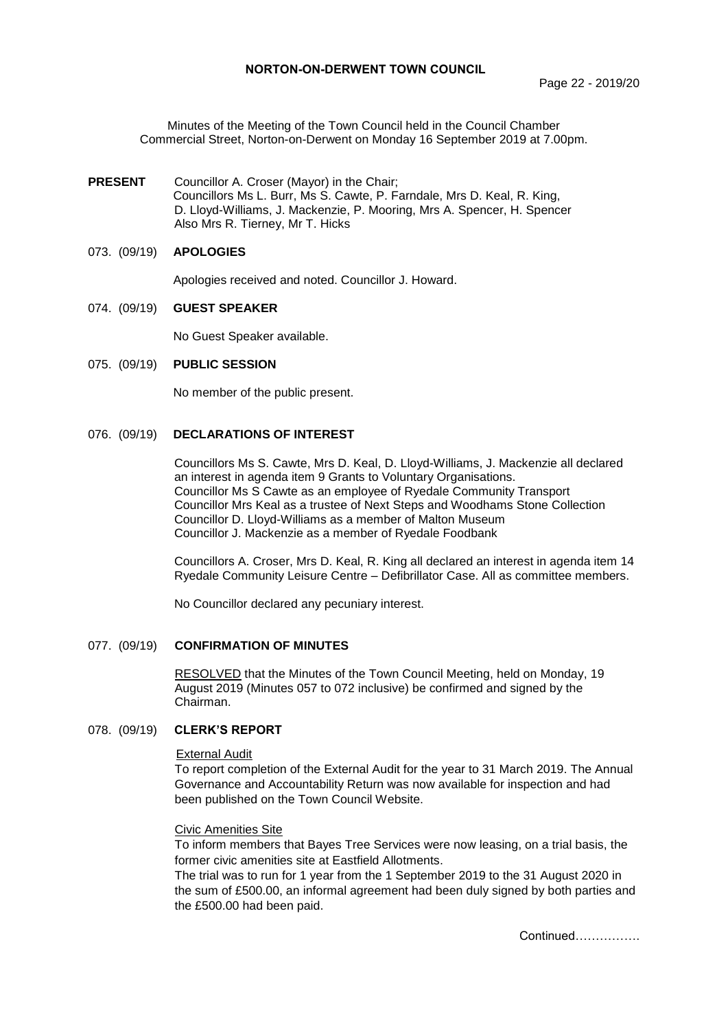# NORTON-ON-DERWENT TOWN COUNCIL

Minutes of the Meeting of the Town Council held in the Council Chamber Commercial Street, Norton-on-Derwent on Monday 16 September 2019 at 7.00pm.

**PRESENT** Councillor A. Croser (Mayor) in the Chair;
Councillors Ms L. Burr, Ms S. Cawte, P. Farndale, Mrs D. Keal, R. King, D. Lloyd-Williams, J. Mackenzie, P. Mooring, Mrs A. Spencer, H. Spencer
Also Mrs R. Tierney, Mr T. Hicks

## 073. (09/19) APOLOGIES

Apologies received and noted. Councillor J. Howard.

## 074. (09/19) GUEST SPEAKER

No Guest Speaker available.

## 075. (09/19) PUBLIC SESSION

No member of the public present.

## 076. (09/19) DECLARATIONS OF INTEREST

Councillors Ms S. Cawte, Mrs D. Keal, D. Lloyd-Williams, J. Mackenzie all declared an interest in agenda item 9 Grants to Voluntary Organisations.
Councillor Ms S Cawte as an employee of Ryedale Community Transport
Councillor Mrs Keal as a trustee of Next Steps and Woodhams Stone Collection
Councillor D. Lloyd-Williams as a member of Malton Museum
Councillor J. Mackenzie as a member of Ryedale Foodbank

Councillors A. Croser, Mrs D. Keal, R. King all declared an interest in agenda item 14 Ryedale Community Leisure Centre – Defibrillator Case. All as committee members.

No Councillor declared any pecuniary interest.

## 077. (09/19) CONFIRMATION OF MINUTES

RESOLVED that the Minutes of the Town Council Meeting, held on Monday, 19 August 2019 (Minutes 057 to 072 inclusive) be confirmed and signed by the Chairman.

## 078. (09/19) CLERK'S REPORT

External Audit

To report completion of the External Audit for the year to 31 March 2019. The Annual Governance and Accountability Return was now available for inspection and had been published on the Town Council Website.

Civic Amenities Site

To inform members that Bayes Tree Services were now leasing, on a trial basis, the former civic amenities site at Eastfield Allotments.
The trial was to run for 1 year from the 1 September 2019 to the 31 August 2020 in the sum of £500.00, an informal agreement had been duly signed by both parties and the £500.00 had been paid.

Continued…………….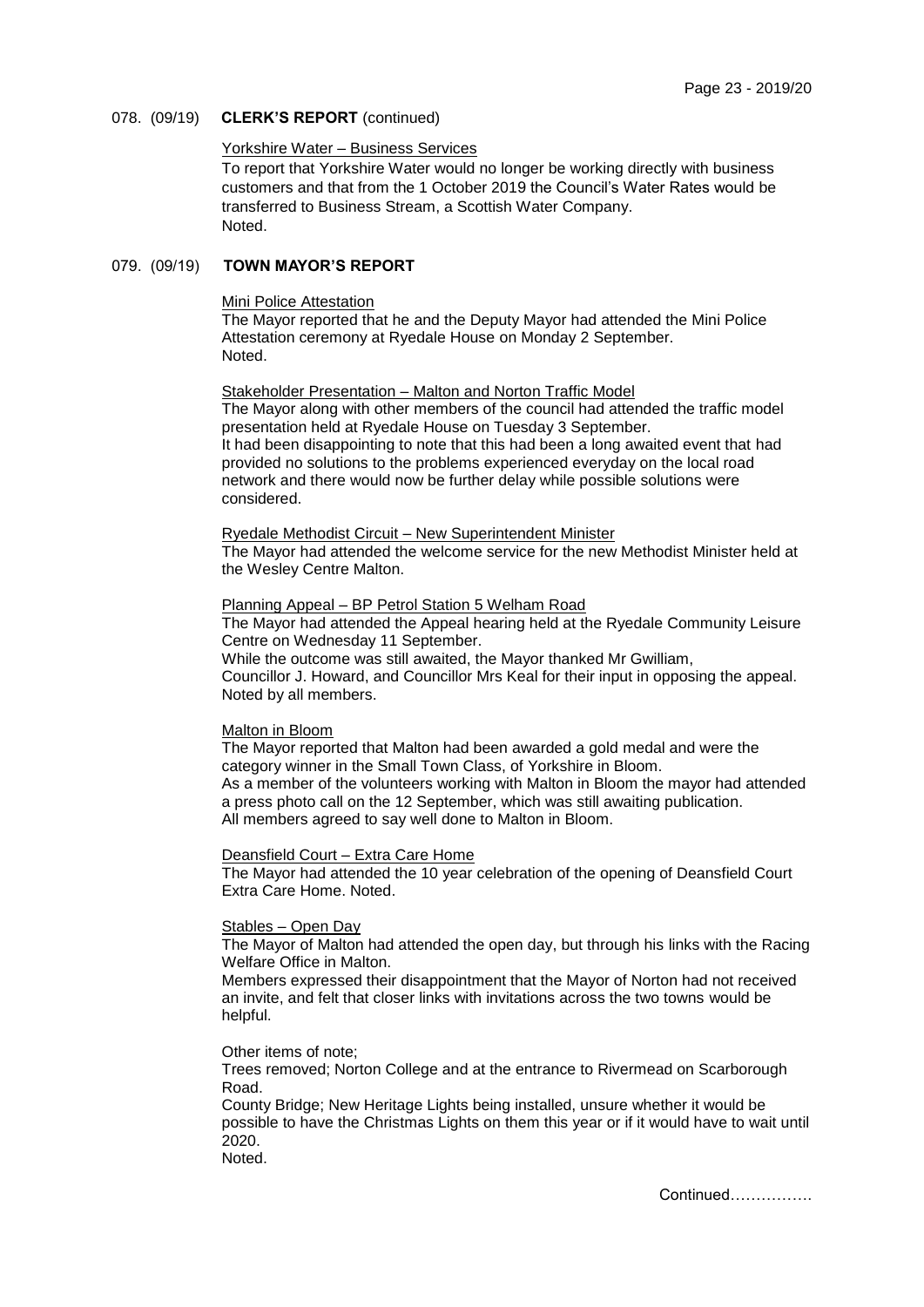078. (09/19) **CLERK'S REPORT** (continued)

Yorkshire Water – Business Services

To report that Yorkshire Water would no longer be working directly with business customers and that from the 1 October 2019 the Council's Water Rates would be transferred to Business Stream, a Scottish Water Company.
Noted.

079. (09/19) **TOWN MAYOR'S REPORT**

Mini Police Attestation

The Mayor reported that he and the Deputy Mayor had attended the Mini Police Attestation ceremony at Ryedale House on Monday 2 September.
Noted.

Stakeholder Presentation – Malton and Norton Traffic Model

The Mayor along with other members of the council had attended the traffic model presentation held at Ryedale House on Tuesday 3 September.
It had been disappointing to note that this had been a long awaited event that had provided no solutions to the problems experienced everyday on the local road network and there would now be further delay while possible solutions were considered.

Ryedale Methodist Circuit – New Superintendent Minister

The Mayor had attended the welcome service for the new Methodist Minister held at the Wesley Centre Malton.

Planning Appeal – BP Petrol Station 5 Welham Road

The Mayor had attended the Appeal hearing held at the Ryedale Community Leisure Centre on Wednesday 11 September.
While the outcome was still awaited, the Mayor thanked Mr Gwilliam, Councillor J. Howard, and Councillor Mrs Keal for their input in opposing the appeal.
Noted by all members.

Malton in Bloom

The Mayor reported that Malton had been awarded a gold medal and were the category winner in the Small Town Class, of Yorkshire in Bloom.
As a member of the volunteers working with Malton in Bloom the mayor had attended a press photo call on the 12 September, which was still awaiting publication.
All members agreed to say well done to Malton in Bloom.

Deansfield Court – Extra Care Home

The Mayor had attended the 10 year celebration of the opening of Deansfield Court Extra Care Home. Noted.

Stables – Open Day

The Mayor of Malton had attended the open day, but through his links with the Racing Welfare Office in Malton.
Members expressed their disappointment that the Mayor of Norton had not received an invite, and felt that closer links with invitations across the two towns would be helpful.

Other items of note;
Trees removed; Norton College and at the entrance to Rivermead on Scarborough Road.
County Bridge; New Heritage Lights being installed, unsure whether it would be possible to have the Christmas Lights on them this year or if it would have to wait until 2020.
Noted.

Continued…………….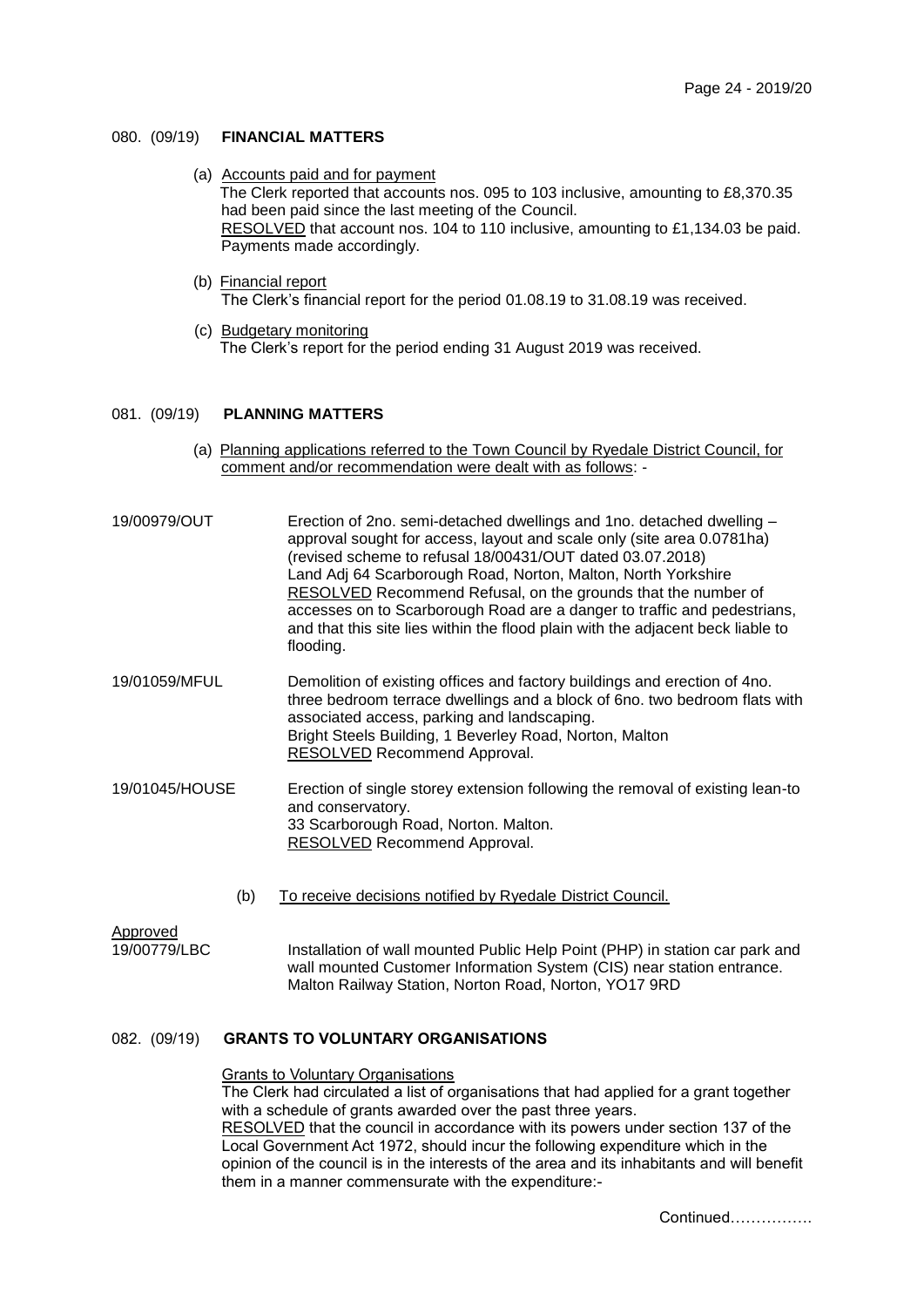### 080. (09/19) **FINANCIAL MATTERS**

(a) Accounts paid and for payment

The Clerk reported that accounts nos. 095 to 103 inclusive, amounting to £8,370.35 had been paid since the last meeting of the Council.
RESOLVED that account nos. 104 to 110 inclusive, amounting to £1,134.03 be paid. Payments made accordingly.

(b) Financial report

The Clerk's financial report for the period 01.08.19 to 31.08.19 was received.

(c) Budgetary monitoring

The Clerk's report for the period ending 31 August 2019 was received.

### 081. (09/19) **PLANNING MATTERS**

(a) Planning applications referred to the Town Council by Ryedale District Council, for comment and/or recommendation were dealt with as follows: -

**19/00979/OUT**
Erection of 2no. semi-detached dwellings and 1no. detached dwelling – approval sought for access, layout and scale only (site area 0.0781ha) (revised scheme to refusal 18/00431/OUT dated 03.07.2018)
Land Adj 64 Scarborough Road, Norton, Malton, North Yorkshire
RESOLVED Recommend Refusal, on the grounds that the number of accesses on to Scarborough Road are a danger to traffic and pedestrians, and that this site lies within the flood plain with the adjacent beck liable to flooding.

**19/01059/MFUL**
Demolition of existing offices and factory buildings and erection of 4no. three bedroom terrace dwellings and a block of 6no. two bedroom flats with associated access, parking and landscaping.
Bright Steels Building, 1 Beverley Road, Norton, Malton
RESOLVED Recommend Approval.

**19/01045/HOUSE**
Erection of single storey extension following the removal of existing lean-to and conservatory.
33 Scarborough Road, Norton. Malton.
RESOLVED Recommend Approval.

(b) To receive decisions notified by Ryedale District Council.

Approved

**19/00779/LBC**
Installation of wall mounted Public Help Point (PHP) in station car park and wall mounted Customer Information System (CIS) near station entrance.
Malton Railway Station, Norton Road, Norton, YO17 9RD

### 082. (09/19) **GRANTS TO VOLUNTARY ORGANISATIONS**

Grants to Voluntary Organisations

The Clerk had circulated a list of organisations that had applied for a grant together with a schedule of grants awarded over the past three years.
RESOLVED that the council in accordance with its powers under section 137 of the Local Government Act 1972, should incur the following expenditure which in the opinion of the council is in the interests of the area and its inhabitants and will benefit them in a manner commensurate with the expenditure:-

Continued…………….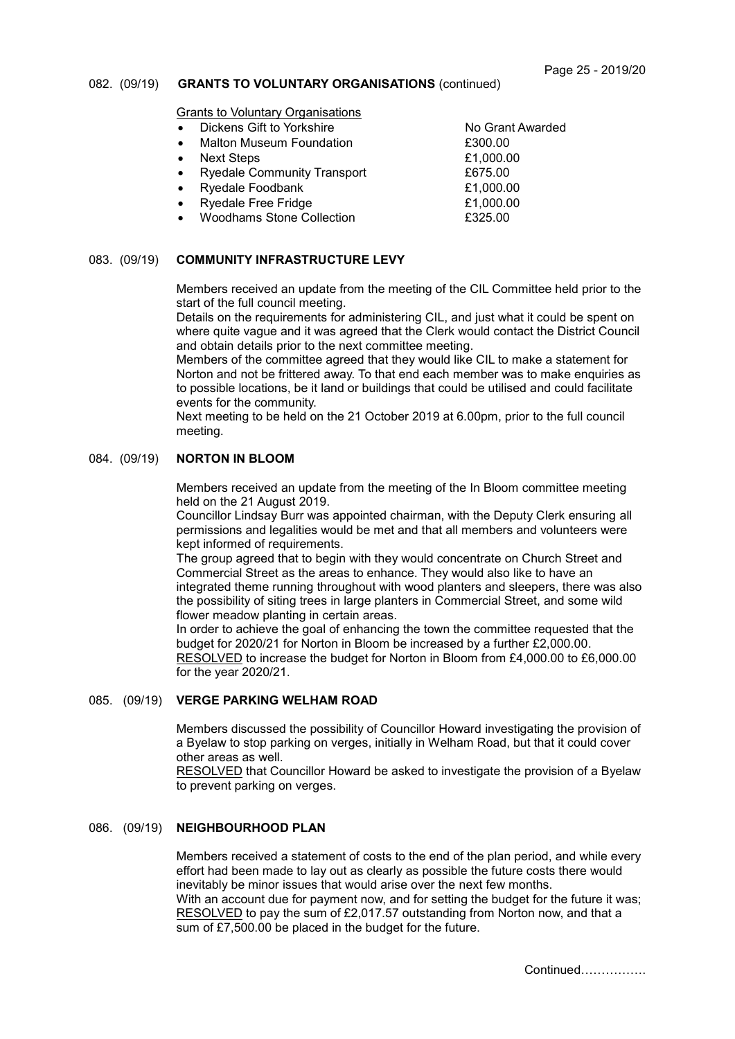## 082. (09/19) GRANTS TO VOLUNTARY ORGANISATIONS (continued)

Grants to Voluntary Organisations

| | |
|---|---|
| Dickens Gift to Yorkshire | No Grant Awarded |
| Malton Museum Foundation | £300.00 |
| Next Steps | £1,000.00 |
| Ryedale Community Transport | £675.00 |
| Ryedale Foodbank | £1,000.00 |
| Ryedale Free Fridge | £1,000.00 |
| Woodhams Stone Collection | £325.00 |

## 083. (09/19) COMMUNITY INFRASTRUCTURE LEVY

Members received an update from the meeting of the CIL Committee held prior to the start of the full council meeting.

Details on the requirements for administering CIL, and just what it could be spent on where quite vague and it was agreed that the Clerk would contact the District Council and obtain details prior to the next committee meeting.

Members of the committee agreed that they would like CIL to make a statement for Norton and not be frittered away. To that end each member was to make enquiries as to possible locations, be it land or buildings that could be utilised and could facilitate events for the community.

Next meeting to be held on the 21 October 2019 at 6.00pm, prior to the full council meeting.

## 084. (09/19) NORTON IN BLOOM

Members received an update from the meeting of the In Bloom committee meeting held on the 21 August 2019.

Councillor Lindsay Burr was appointed chairman, with the Deputy Clerk ensuring all permissions and legalities would be met and that all members and volunteers were kept informed of requirements.

The group agreed that to begin with they would concentrate on Church Street and Commercial Street as the areas to enhance. They would also like to have an integrated theme running throughout with wood planters and sleepers, there was also the possibility of siting trees in large planters in Commercial Street, and some wild flower meadow planting in certain areas.

In order to achieve the goal of enhancing the town the committee requested that the budget for 2020/21 for Norton in Bloom be increased by a further £2,000.00.

RESOLVED to increase the budget for Norton in Bloom from £4,000.00 to £6,000.00 for the year 2020/21.

## 085. (09/19) VERGE PARKING WELHAM ROAD

Members discussed the possibility of Councillor Howard investigating the provision of a Byelaw to stop parking on verges, initially in Welham Road, but that it could cover other areas as well.

RESOLVED that Councillor Howard be asked to investigate the provision of a Byelaw to prevent parking on verges.

## 086. (09/19) NEIGHBOURHOOD PLAN

Members received a statement of costs to the end of the plan period, and while every effort had been made to lay out as clearly as possible the future costs there would inevitably be minor issues that would arise over the next few months.

With an account due for payment now, and for setting the budget for the future it was; RESOLVED to pay the sum of £2,017.57 outstanding from Norton now, and that a sum of £7,500.00 be placed in the budget for the future.

Continued…………….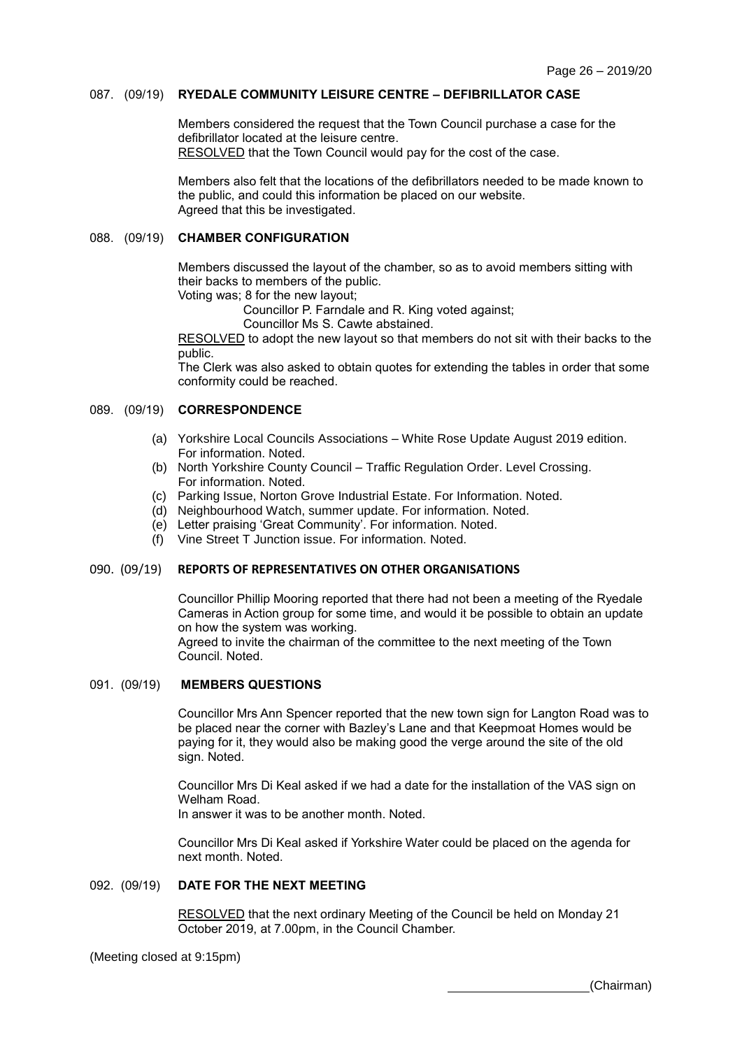## 087. (09/19) RYEDALE COMMUNITY LEISURE CENTRE – DEFIBRILLATOR CASE

Members considered the request that the Town Council purchase a case for the defibrillator located at the leisure centre.
RESOLVED that the Town Council would pay for the cost of the case.

Members also felt that the locations of the defibrillators needed to be made known to the public, and could this information be placed on our website.
Agreed that this be investigated.

## 088. (09/19) CHAMBER CONFIGURATION

Members discussed the layout of the chamber, so as to avoid members sitting with their backs to members of the public.
Voting was; 8 for the new layout;
Councillor P. Farndale and R. King voted against;
Councillor Ms S. Cawte abstained.
RESOLVED to adopt the new layout so that members do not sit with their backs to the public.
The Clerk was also asked to obtain quotes for extending the tables in order that some conformity could be reached.

## 089. (09/19) CORRESPONDENCE

(a) Yorkshire Local Councils Associations – White Rose Update August 2019 edition. For information. Noted.
(b) North Yorkshire County Council – Traffic Regulation Order. Level Crossing. For information. Noted.
(c) Parking Issue, Norton Grove Industrial Estate. For Information. Noted.
(d) Neighbourhood Watch, summer update. For information. Noted.
(e) Letter praising 'Great Community'. For information. Noted.
(f) Vine Street T Junction issue. For information. Noted.

## 090. (09/19) REPORTS OF REPRESENTATIVES ON OTHER ORGANISATIONS

Councillor Phillip Mooring reported that there had not been a meeting of the Ryedale Cameras in Action group for some time, and would it be possible to obtain an update on how the system was working.
Agreed to invite the chairman of the committee to the next meeting of the Town Council. Noted.

## 091. (09/19) MEMBERS QUESTIONS

Councillor Mrs Ann Spencer reported that the new town sign for Langton Road was to be placed near the corner with Bazley's Lane and that Keepmoat Homes would be paying for it, they would also be making good the verge around the site of the old sign. Noted.

Councillor Mrs Di Keal asked if we had a date for the installation of the VAS sign on Welham Road.
In answer it was to be another month. Noted.

Councillor Mrs Di Keal asked if Yorkshire Water could be placed on the agenda for next month. Noted.

## 092. (09/19) DATE FOR THE NEXT MEETING

RESOLVED that the next ordinary Meeting of the Council be held on Monday 21 October 2019, at 7.00pm, in the Council Chamber.

(Meeting closed at 9:15pm)

____________________(Chairman)